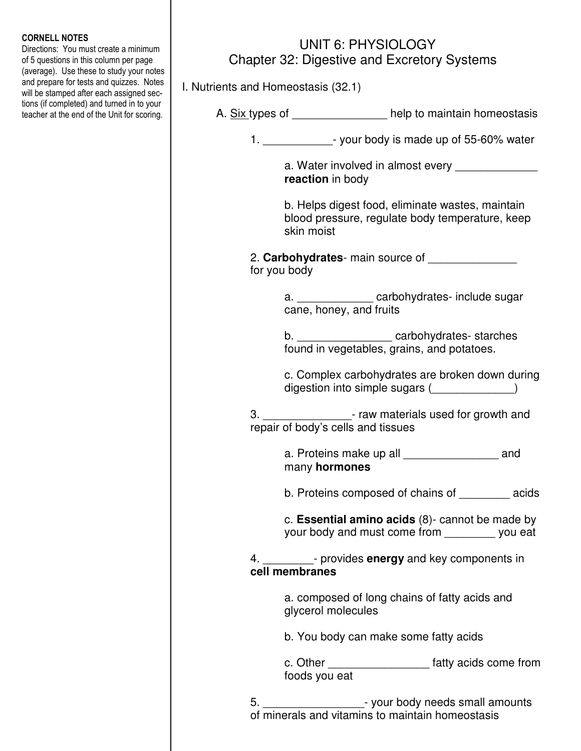**CORNELL NOTES**

Directions: You must create a minimum of 5 questions in this column per page (average). Use these to study your notes and prepare for tests and quizzes. Notes will be stamped after each assigned sections (if completed) and turned in to your teacher at the end of the Unit for scoring.

# UNIT 6: PHYSIOLOGY

## Chapter 32: Digestive and Excretory Systems

I. Nutrients and Homeostasis (32.1)

A. Six types of _______________ help to maintain homeostasis

1. ___________- your body is made up of 55-60% water

   a. Water involved in almost every _____________ **reaction** in body

   b. Helps digest food, eliminate wastes, maintain blood pressure, regulate body temperature, keep skin moist

2. **Carbohydrates**- main source of ______________ for you body

   a. ____________ carbohydrates- include sugar cane, honey, and fruits

   b. _______________ carbohydrates- starches found in vegetables, grains, and potatoes.

   c. Complex carbohydrates are broken down during digestion into simple sugars (_____________)

3. ______________- raw materials used for growth and repair of body's cells and tissues

   a. Proteins make up all _______________ and many **hormones**

   b. Proteins composed of chains of ________ acids

   c. **Essential amino acids** (8)- cannot be made by your body and must come from ________ you eat

4. ________- provides **energy** and key components in **cell membranes**

   a. composed of long chains of fatty acids and glycerol molecules

   b. You body can make some fatty acids

   c. Other ________________ fatty acids come from foods you eat

5. ________________- your body needs small amounts of minerals and vitamins to maintain homeostasis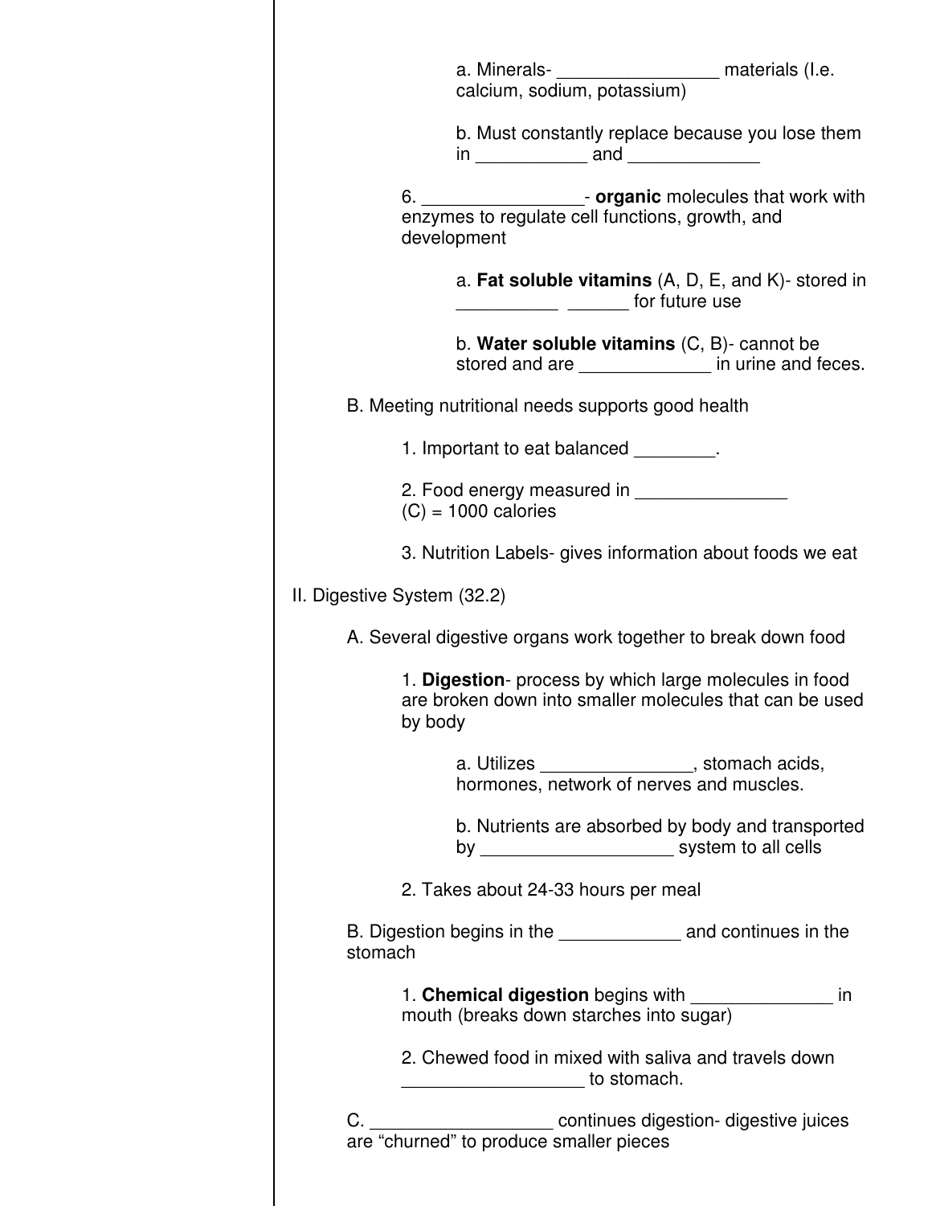a. Minerals- ________________ materials (I.e. calcium, sodium, potassium)

b. Must constantly replace because you lose them in ___________ and _____________

6. ________________- **organic** molecules that work with enzymes to regulate cell functions, growth, and development

a. **Fat soluble vitamins** (A, D, E, and K)- stored in __________ ______ for future use

b. **Water soluble vitamins** (C, B)- cannot be stored and are _____________ in urine and feces.

B. Meeting nutritional needs supports good health

1. Important to eat balanced ________.

2. Food energy measured in _______________ (C) = 1000 calories

3. Nutrition Labels- gives information about foods we eat

II. Digestive System (32.2)

A. Several digestive organs work together to break down food

1. **Digestion**- process by which large molecules in food are broken down into smaller molecules that can be used by body

a. Utilizes _______________, stomach acids, hormones, network of nerves and muscles.

b. Nutrients are absorbed by body and transported by ___________________ system to all cells

2. Takes about 24-33 hours per meal

B. Digestion begins in the ____________ and continues in the stomach

1. **Chemical digestion** begins with ______________ in mouth (breaks down starches into sugar)

2. Chewed food in mixed with saliva and travels down __________________ to stomach.

C. __________________ continues digestion- digestive juices are "churned" to produce smaller pieces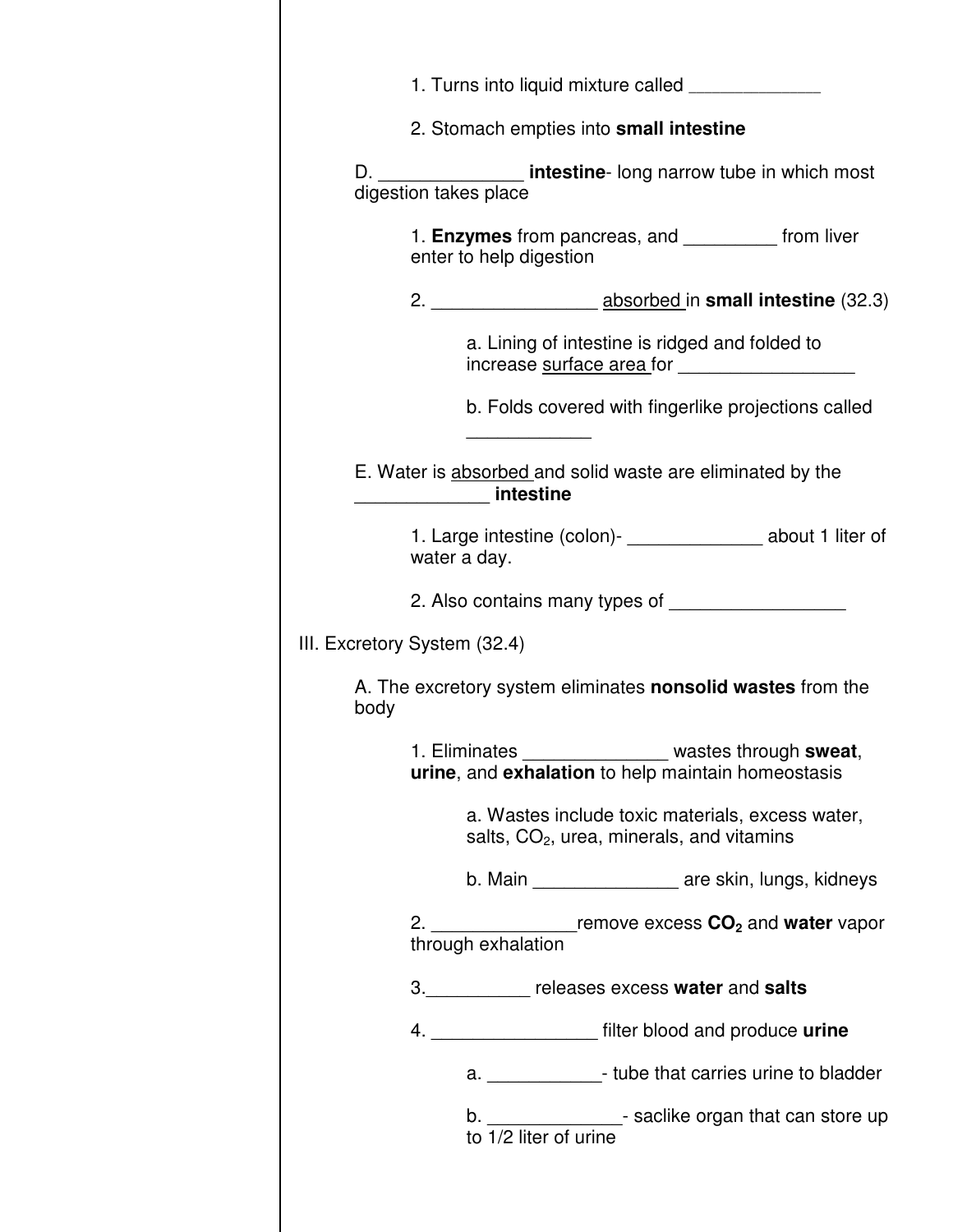1. Turns into liquid mixture called ____________

2. Stomach empties into **small intestine**

D. _____________ **intestine**- long narrow tube in which most digestion takes place

1. **Enzymes** from pancreas, and _________ from liver enter to help digestion

2. ________________ absorbed in **small intestine** (32.3)

a. Lining of intestine is ridged and folded to increase surface area for _________________

b. Folds covered with fingerlike projections called ____________

E. Water is absorbed and solid waste are eliminated by the _____________ **intestine**

1. Large intestine (colon)- _____________ about 1 liter of water a day.

2. Also contains many types of _________________

III. Excretory System (32.4)

A. The excretory system eliminates **nonsolid wastes** from the body

1. Eliminates ______________ wastes through **sweat**, **urine**, and **exhalation** to help maintain homeostasis

a. Wastes include toxic materials, excess water, salts, $CO_2$, urea, minerals, and vitamins

b. Main ______________ are skin, lungs, kidneys

2. ______________remove excess $\mathbf{CO_2}$ and **water** vapor through exhalation

3.__________ releases excess **water** and **salts**

4. ________________ filter blood and produce **urine**

a. ___________- tube that carries urine to bladder

b. _____________- saclike organ that can store up to 1/2 liter of urine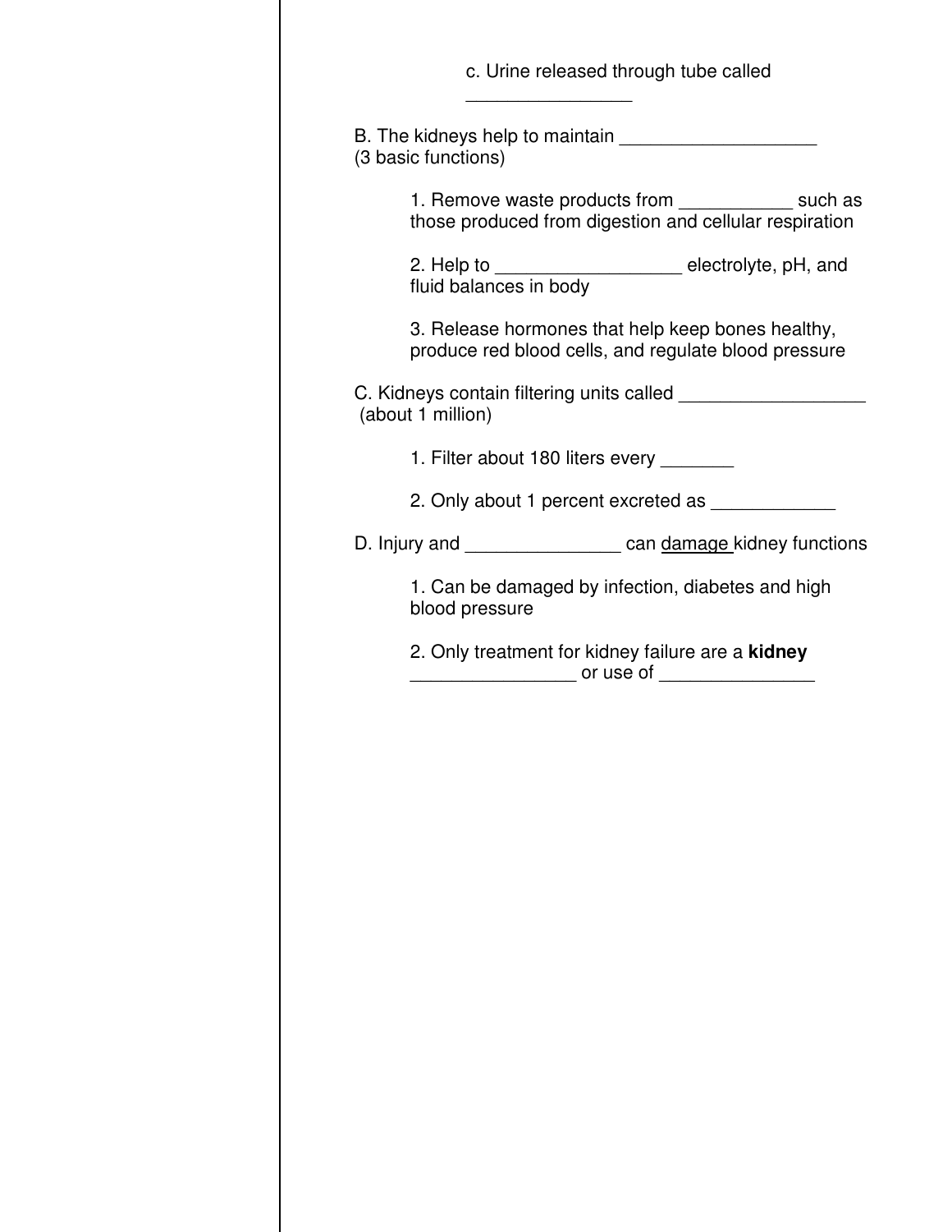c. Urine released through tube called ________________

B. The kidneys help to maintain ___________________ (3 basic functions)

1. Remove waste products from ___________ such as those produced from digestion and cellular respiration

2. Help to __________________ electrolyte, pH, and fluid balances in body

3. Release hormones that help keep bones healthy, produce red blood cells, and regulate blood pressure

C. Kidneys contain filtering units called __________________ (about 1 million)

1. Filter about 180 liters every _______

2. Only about 1 percent excreted as ____________

D. Injury and _______________ can <u>damage</u> kidney functions

1. Can be damaged by infection, diabetes and high blood pressure

2. Only treatment for kidney failure are a **kidney** ________________ or use of _______________